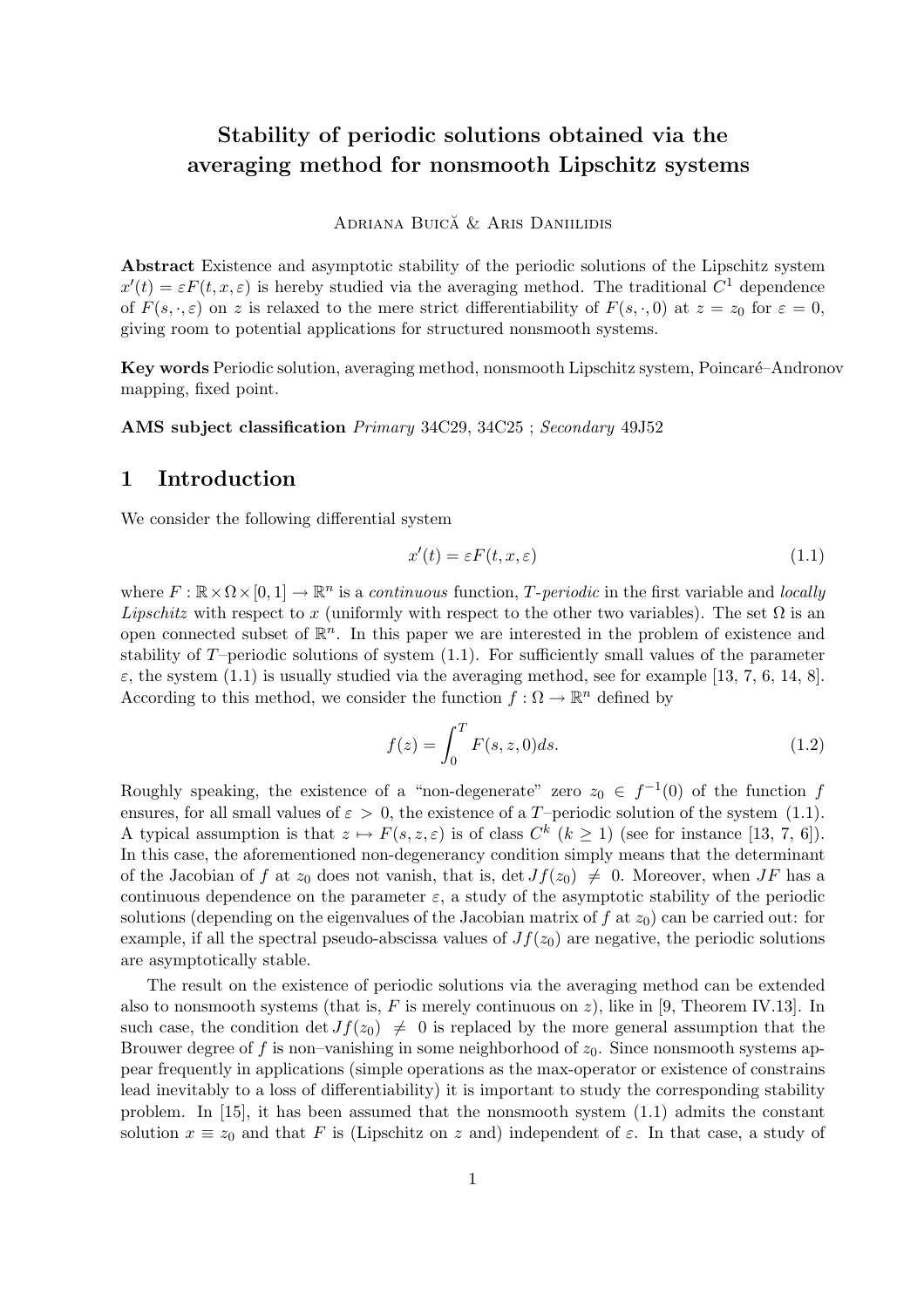# Stability of periodic solutions obtained via the averaging method for nonsmooth Lipschitz systems

Adriana Buică & Aris Daniilidis

**Abstract** Existence and asymptotic stability of the periodic solutions of the Lipschitz system $x'(t) = \varepsilon F(t, x, \varepsilon)$ is hereby studied via the averaging method. The traditional $C^1$ dependence of $F(s, \cdot, \varepsilon)$ on $z$ is relaxed to the mere strict differentiability of $F(s, \cdot, 0)$ at $z = z_0$ for $\varepsilon = 0$, giving room to potential applications for structured nonsmooth systems.

**Key words** Periodic solution, averaging method, nonsmooth Lipschitz system, Poincaré–Andronov mapping, fixed point.

**AMS subject classification** *Primary* 34C29, 34C25 ; *Secondary* 49J52

## 1 Introduction

We consider the following differential system

$$x'(t) = \varepsilon F(t, x, \varepsilon) \tag{1.1}$$

where $F : \mathbb{R} \times \Omega \times [0, 1] \to \mathbb{R}^n$ is a *continuous* function, *T-periodic* in the first variable and *locally Lipschitz* with respect to $x$ (uniformly with respect to the other two variables). The set $\Omega$ is an open connected subset of $\mathbb{R}^n$. In this paper we are interested in the problem of existence and stability of $T$–periodic solutions of system (1.1). For sufficiently small values of the parameter $\varepsilon$, the system (1.1) is usually studied via the averaging method, see for example [13, 7, 6, 14, 8]. According to this method, we consider the function $f : \Omega \to \mathbb{R}^n$ defined by

$$f(z) = \int_0^T F(s, z, 0)ds. \tag{1.2}$$

Roughly speaking, the existence of a "non-degenerate" zero $z_0 \in f^{-1}(0)$ of the function $f$ ensures, for all small values of $\varepsilon > 0$, the existence of a $T$–periodic solution of the system (1.1). A typical assumption is that $z \mapsto F(s, z, \varepsilon)$ is of class $C^k$ ($k \geq 1$) (see for instance [13, 7, 6]). In this case, the aforementioned non-degenerancy condition simply means that the determinant of the Jacobian of $f$ at $z_0$ does not vanish, that is, $\det Jf(z_0) \neq 0$. Moreover, when $JF$ has a continuous dependence on the parameter $\varepsilon$, a study of the asymptotic stability of the periodic solutions (depending on the eigenvalues of the Jacobian matrix of $f$ at $z_0$) can be carried out: for example, if all the spectral pseudo-abscissa values of $Jf(z_0)$ are negative, the periodic solutions are asymptotically stable.

The result on the existence of periodic solutions via the averaging method can be extended also to nonsmooth systems (that is, $F$ is merely continuous on $z$), like in [9, Theorem IV.13]. In such case, the condition $\det Jf(z_0) \neq 0$ is replaced by the more general assumption that the Brouwer degree of $f$ is non–vanishing in some neighborhood of $z_0$. Since nonsmooth systems appear frequently in applications (simple operations as the max-operator or existence of constrains lead inevitably to a loss of differentiability) it is important to study the corresponding stability problem. In [15], it has been assumed that the nonsmooth system (1.1) admits the constant solution $x \equiv z_0$ and that $F$ is (Lipschitz on $z$ and) independent of $\varepsilon$. In that case, a study of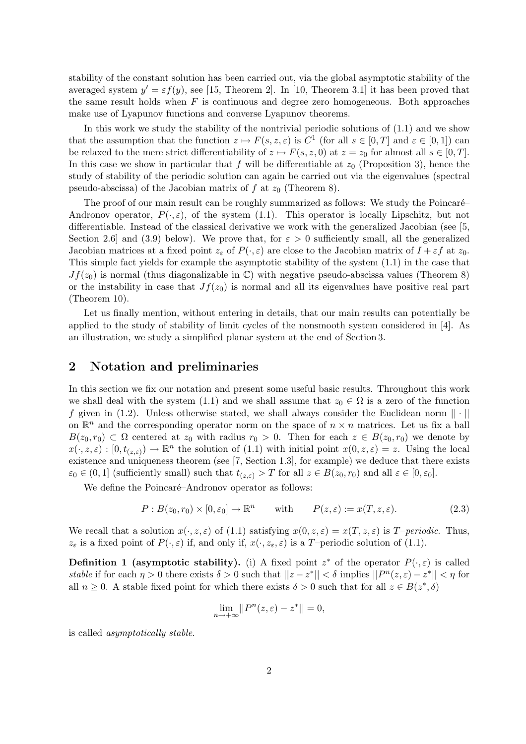stability of the constant solution has been carried out, via the global asymptotic stability of the averaged system $y' = \varepsilon f(y)$, see [15, Theorem 2]. In [10, Theorem 3.1] it has been proved that the same result holds when $F$ is continuous and degree zero homogeneous. Both approaches make use of Lyapunov functions and converse Lyapunov theorems.

In this work we study the stability of the nontrivial periodic solutions of (1.1) and we show that the assumption that the function $z \mapsto F(s, z, \varepsilon)$ is $C^1$ (for all $s \in [0, T]$ and $\varepsilon \in [0, 1]$) can be relaxed to the mere strict differentiability of $z \mapsto F(s, z, 0)$ at $z = z_0$ for almost all $s \in [0, T]$. In this case we show in particular that $f$ will be differentiable at $z_0$ (Proposition 3), hence the study of stability of the periodic solution can again be carried out via the eigenvalues (spectral pseudo-abscissa) of the Jacobian matrix of $f$ at $z_0$ (Theorem 8).

The proof of our main result can be roughly summarized as follows: We study the Poincaré–Andronov operator, $P(\cdot, \varepsilon)$, of the system (1.1). This operator is locally Lipschitz, but not differentiable. Instead of the classical derivative we work with the generalized Jacobian (see [5, Section 2.6] and (3.9) below). We prove that, for $\varepsilon > 0$ sufficiently small, all the generalized Jacobian matrices at a fixed point $z_\varepsilon$ of $P(\cdot, \varepsilon)$ are close to the Jacobian matrix of $I + \varepsilon f$ at $z_0$. This simple fact yields for example the asymptotic stability of the system (1.1) in the case that $Jf(z_0)$ is normal (thus diagonalizable in $\mathbb{C}$) with negative pseudo-abscissa values (Theorem 8) or the instability in case that $Jf(z_0)$ is normal and all its eigenvalues have positive real part (Theorem 10).

Let us finally mention, without entering in details, that our main results can potentially be applied to the study of stability of limit cycles of the nonsmooth system considered in [4]. As an illustration, we study a simplified planar system at the end of Section 3.

## 2 Notation and preliminaries

In this section we fix our notation and present some useful basic results. Throughout this work we shall deal with the system (1.1) and we shall assume that $z_0 \in \Omega$ is a zero of the function $f$ given in (1.2). Unless otherwise stated, we shall always consider the Euclidean norm $|| \cdot ||$ on $\mathbb{R}^n$ and the corresponding operator norm on the space of $n \times n$ matrices. Let us fix a ball $B(z_0, r_0) \subset \Omega$ centered at $z_0$ with radius $r_0 > 0$. Then for each $z \in B(z_0, r_0)$ we denote by $x(\cdot, z, \varepsilon) : [0, t_{(z,\varepsilon)}) \to \mathbb{R}^n$ the solution of (1.1) with initial point $x(0, z, \varepsilon) = z$. Using the local existence and uniqueness theorem (see [7, Section 1.3], for example) we deduce that there exists $\varepsilon_0 \in (0, 1]$ (sufficiently small) such that $t_{(z,\varepsilon)} > T$ for all $z \in B(z_0, r_0)$ and all $\varepsilon \in [0, \varepsilon_0]$.

We define the Poincaré–Andronov operator as follows:

$$P : B(z_0, r_0) \times [0, \varepsilon_0] \to \mathbb{R}^n \qquad \text{with} \qquad P(z, \varepsilon) := x(T, z, \varepsilon). \tag{2.3}$$

We recall that a solution $x(\cdot, z, \varepsilon)$ of (1.1) satisfying $x(0, z, \varepsilon) = x(T, z, \varepsilon)$ is *$T$–periodic*. Thus, $z_\varepsilon$ is a fixed point of $P(\cdot, \varepsilon)$ if, and only if, $x(\cdot, z_\varepsilon, \varepsilon)$ is a $T$–periodic solution of (1.1).

**Definition 1 (asymptotic stability).** (i) A fixed point $z^*$ of the operator $P(\cdot, \varepsilon)$ is called *stable* if for each $\eta > 0$ there exists $\delta > 0$ such that $||z - z^*|| < \delta$ implies $||P^n(z, \varepsilon) - z^*|| < \eta$ for all $n \geq 0$. A stable fixed point for which there exists $\delta > 0$ such that for all $z \in B(z^*, \delta)$

$$\lim_{n \to +\infty} ||P^n(z, \varepsilon) - z^*|| = 0,$$

is called *asymptotically stable*.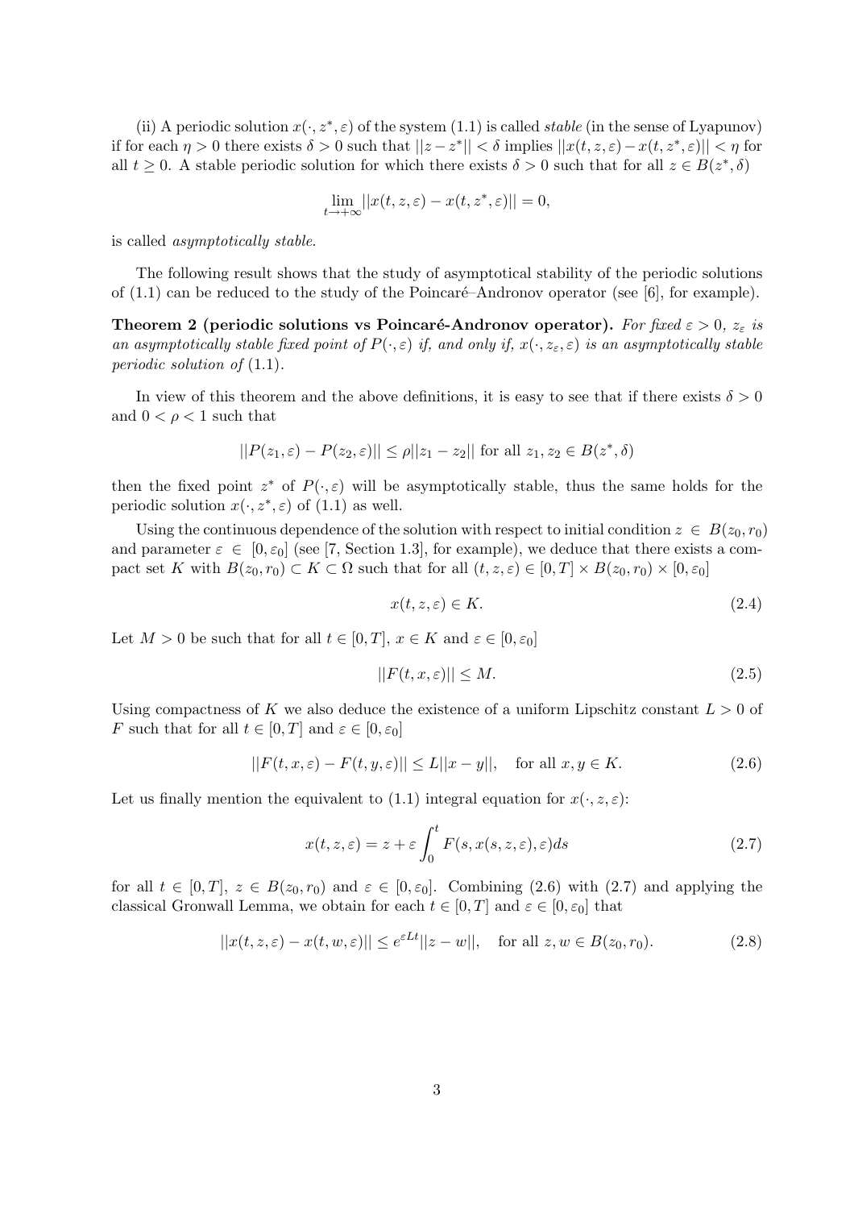(ii) A periodic solution $x(\cdot, z^*, \varepsilon)$ of the system (1.1) is called *stable* (in the sense of Lyapunov) if for each $\eta > 0$ there exists $\delta > 0$ such that $||z - z^*|| < \delta$ implies $||x(t, z, \varepsilon) - x(t, z^*, \varepsilon)|| < \eta$ for all $t \geq 0$. A stable periodic solution for which there exists $\delta > 0$ such that for all $z \in B(z^*, \delta)$

$$\lim_{t \to +\infty} ||x(t, z, \varepsilon) - x(t, z^*, \varepsilon)|| = 0,$$

is called *asymptotically stable*.

The following result shows that the study of asymptotical stability of the periodic solutions of (1.1) can be reduced to the study of the Poincaré–Andronov operator (see [6], for example).

**Theorem 2 (periodic solutions vs Poincaré-Andronov operator).** *For fixed $\varepsilon > 0$, $z_\varepsilon$ is an asymptotically stable fixed point of $P(\cdot, \varepsilon)$ if, and only if, $x(\cdot, z_\varepsilon, \varepsilon)$ is an asymptotically stable periodic solution of* (1.1).

In view of this theorem and the above definitions, it is easy to see that if there exists $\delta > 0$ and $0 < \rho < 1$ such that

$$||P(z_1, \varepsilon) - P(z_2, \varepsilon)|| \leq \rho ||z_1 - z_2|| \text{ for all } z_1, z_2 \in B(z^*, \delta)$$

then the fixed point $z^*$ of $P(\cdot, \varepsilon)$ will be asymptotically stable, thus the same holds for the periodic solution $x(\cdot, z^*, \varepsilon)$ of (1.1) as well.

Using the continuous dependence of the solution with respect to initial condition $z \in B(z_0, r_0)$ and parameter $\varepsilon \in [0, \varepsilon_0]$ (see [7, Section 1.3], for example), we deduce that there exists a compact set $K$ with $B(z_0, r_0) \subset K \subset \Omega$ such that for all $(t, z, \varepsilon) \in [0, T] \times B(z_0, r_0) \times [0, \varepsilon_0]$

$$x(t, z, \varepsilon) \in K. \tag{2.4}$$

Let $M > 0$ be such that for all $t \in [0, T]$, $x \in K$ and $\varepsilon \in [0, \varepsilon_0]$

$$||F(t, x, \varepsilon)|| \leq M. \tag{2.5}$$

Using compactness of $K$ we also deduce the existence of a uniform Lipschitz constant $L > 0$ of $F$ such that for all $t \in [0, T]$ and $\varepsilon \in [0, \varepsilon_0]$

$$||F(t, x, \varepsilon) - F(t, y, \varepsilon)|| \leq L||x - y||, \quad \text{for all } x, y \in K. \tag{2.6}$$

Let us finally mention the equivalent to (1.1) integral equation for $x(\cdot, z, \varepsilon)$:

$$x(t, z, \varepsilon) = z + \varepsilon \int_0^t F(s, x(s, z, \varepsilon), \varepsilon) ds \tag{2.7}$$

for all $t \in [0, T]$, $z \in B(z_0, r_0)$ and $\varepsilon \in [0, \varepsilon_0]$. Combining (2.6) with (2.7) and applying the classical Gronwall Lemma, we obtain for each $t \in [0, T]$ and $\varepsilon \in [0, \varepsilon_0]$ that

$$||x(t, z, \varepsilon) - x(t, w, \varepsilon)|| \leq e^{\varepsilon L t} ||z - w||, \quad \text{for all } z, w \in B(z_0, r_0). \tag{2.8}$$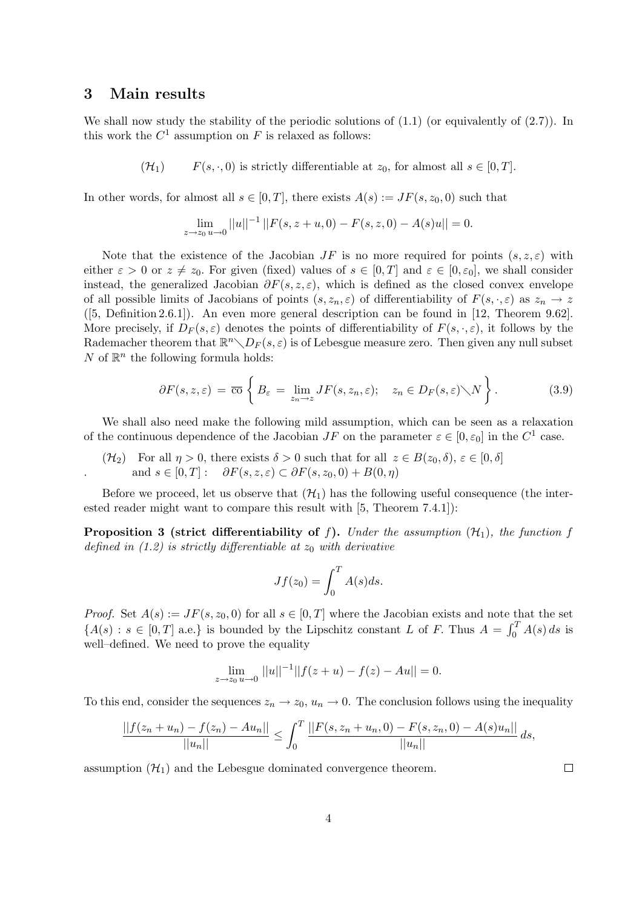## 3 Main results

We shall now study the stability of the periodic solutions of (1.1) (or equivalently of (2.7)). In this work the $C^1$ assumption on $F$ is relaxed as follows:

$(\mathcal{H}_1)$ $\quad F(s,\cdot,0)$ is strictly differentiable at $z_0$, for almost all $s \in [0,T]$.

In other words, for almost all $s \in [0,T]$, there exists $A(s) := JF(s,z_0,0)$ such that

$$\lim_{z\to z_0\, u\to 0} ||u||^{-1} \, ||F(s,z+u,0) - F(s,z,0) - A(s)u|| = 0.$$

Note that the existence of the Jacobian $JF$ is no more required for points $(s,z,\varepsilon)$ with either $\varepsilon > 0$ or $z \neq z_0$. For given (fixed) values of $s \in [0,T]$ and $\varepsilon \in [0,\varepsilon_0]$, we shall consider instead, the generalized Jacobian $\partial F(s,z,\varepsilon)$, which is defined as the closed convex envelope of all possible limits of Jacobians of points $(s,z_n,\varepsilon)$ of differentiability of $F(s,\cdot,\varepsilon)$ as $z_n \to z$ ([5, Definition 2.6.1]). An even more general description can be found in [12, Theorem 9.62]. More precisely, if $D_F(s,\varepsilon)$ denotes the points of differentiability of $F(s,\cdot,\varepsilon)$, it follows by the Rademacher theorem that $\mathbb{R}^n \diagdown D_F(s,\varepsilon)$ is of Lebesgue measure zero. Then given any null subset $N$ of $\mathbb{R}^n$ the following formula holds:

$$\partial F(s,z,\varepsilon) \,=\, \overline{\text{co}} \left\{ B_\varepsilon \,=\, \lim_{z_n \to z} JF(s,z_n,\varepsilon); \quad z_n \in D_F(s,\varepsilon) \diagdown N \right\}. \tag{3.9}$$

We shall also need make the following mild assumption, which can be seen as a relaxation of the continuous dependence of the Jacobian $JF$ on the parameter $\varepsilon \in [0,\varepsilon_0]$ in the $C^1$ case.

$(\mathcal{H}_2)$ For all $\eta > 0$, there exists $\delta > 0$ such that for all $z \in B(z_0,\delta)$, $\varepsilon \in [0,\delta]$ and $s \in [0,T]$: $\quad \partial F(s,z,\varepsilon) \subset \partial F(s,z_0,0) + B(0,\eta)$

Before we proceed, let us observe that $(\mathcal{H}_1)$ has the following useful consequence (the interested reader might want to compare this result with [5, Theorem 7.4.1]):

**Proposition 3 (strict differentiability of $f$).** *Under the assumption $(\mathcal{H}_1)$, the function $f$ defined in (1.2) is strictly differentiable at $z_0$ with derivative*

$$Jf(z_0) = \int_0^T A(s)ds.$$

*Proof.* Set $A(s) := JF(s,z_0,0)$ for all $s \in [0,T]$ where the Jacobian exists and note that the set $\{A(s) : s \in [0,T] \text{ a.e.}\}$ is bounded by the Lipschitz constant $L$ of $F$. Thus $A = \int_0^T A(s)\, ds$ is well–defined. We need to prove the equality

$$\lim_{z\to z_0\, u\to 0} ||u||^{-1} ||f(z+u) - f(z) - Au|| = 0.$$

To this end, consider the sequences $z_n \to z_0$, $u_n \to 0$. The conclusion follows using the inequality

$$\frac{||f(z_n+u_n) - f(z_n) - Au_n||}{||u_n||} \leq \int_0^T \frac{||F(s,z_n+u_n,0) - F(s,z_n,0) - A(s)u_n||}{||u_n||}\, ds,$$

assumption $(\mathcal{H}_1)$ and the Lebesgue dominated convergence theorem. $\square$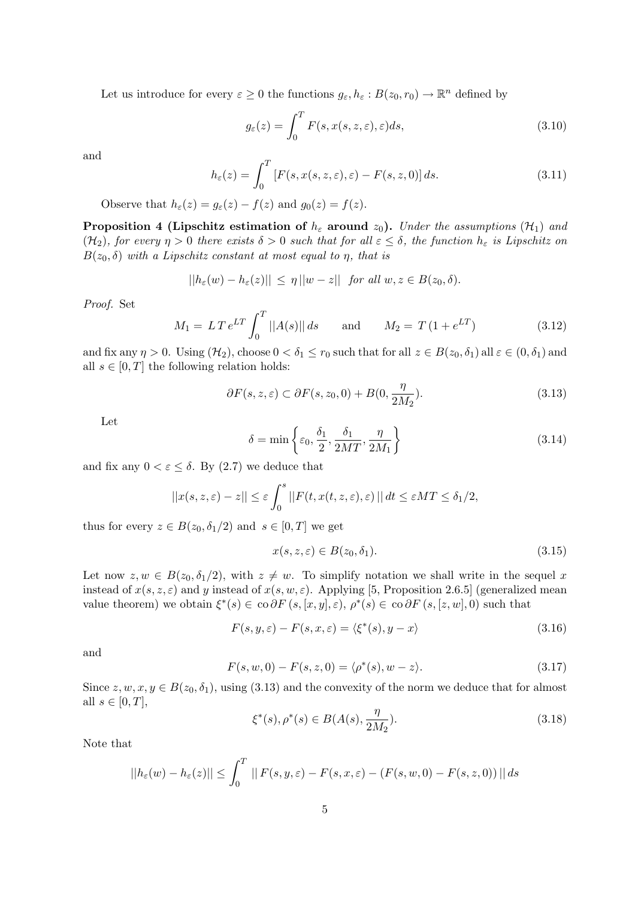Let us introduce for every $\varepsilon \geq 0$ the functions $g_\varepsilon, h_\varepsilon : B(z_0, r_0) \to \mathbb{R}^n$ defined by

$$g_\varepsilon(z) = \int_0^T F(s, x(s, z, \varepsilon), \varepsilon) ds, \tag{3.10}$$

and

$$h_\varepsilon(z) = \int_0^T [F(s, x(s, z, \varepsilon), \varepsilon) - F(s, z, 0)] \, ds. \tag{3.11}$$

Observe that $h_\varepsilon(z) = g_\varepsilon(z) - f(z)$ and $g_0(z) = f(z)$.

**Proposition 4 (Lipschitz estimation of $h_\varepsilon$ around $z_0$).** *Under the assumptions $(\mathcal{H}_1)$ and $(\mathcal{H}_2)$, for every $\eta > 0$ there exists $\delta > 0$ such that for all $\varepsilon \leq \delta$, the function $h_\varepsilon$ is Lipschitz on $B(z_0, \delta)$ with a Lipschitz constant at most equal to $\eta$, that is*

$$||h_\varepsilon(w) - h_\varepsilon(z)|| \leq \eta \, ||w - z|| \quad \textit{for all } w, z \in B(z_0, \delta).$$

*Proof.* Set

$$M_1 = L \, T \, e^{LT} \int_0^T ||A(s)|| \, ds \qquad \text{and} \qquad M_2 = T \, (1 + e^{LT}) \tag{3.12}$$

and fix any $\eta > 0$. Using $(\mathcal{H}_2)$, choose $0 < \delta_1 \leq r_0$ such that for all $z \in B(z_0, \delta_1)$ all $\varepsilon \in (0, \delta_1)$ and all $s \in [0, T]$ the following relation holds:

$$\partial F(s, z, \varepsilon) \subset \partial F(s, z_0, 0) + B(0, \frac{\eta}{2M_2}). \tag{3.13}$$

Let

$$\delta = \min \left\{ \varepsilon_0, \frac{\delta_1}{2}, \frac{\delta_1}{2MT}, \frac{\eta}{2M_1} \right\} \tag{3.14}$$

and fix any $0 < \varepsilon \leq \delta$. By (2.7) we deduce that

$$||x(s, z, \varepsilon) - z|| \leq \varepsilon \int_0^s ||F(t, x(t, z, \varepsilon), \varepsilon) \, || \, dt \leq \varepsilon M T \leq \delta_1/2,$$

thus for every $z \in B(z_0, \delta_1/2)$ and $s \in [0, T]$ we get

$$x(s, z, \varepsilon) \in B(z_0, \delta_1). \tag{3.15}$$

Let now $z, w \in B(z_0, \delta_1/2)$, with $z \neq w$. To simplify notation we shall write in the sequel $x$ instead of $x(s, z, \varepsilon)$ and $y$ instead of $x(s, w, \varepsilon)$. Applying [5, Proposition 2.6.5] (generalized mean value theorem) we obtain $\xi^*(s) \in \operatorname{co} \partial F(s, [x, y], \varepsilon)$, $\rho^*(s) \in \operatorname{co} \partial F(s, [z, w], 0)$ such that

$$F(s, y, \varepsilon) - F(s, x, \varepsilon) = \langle \xi^*(s), y - x \rangle \tag{3.16}$$

and

$$F(s, w, 0) - F(s, z, 0) = \langle \rho^*(s), w - z \rangle. \tag{3.17}$$

Since $z, w, x, y \in B(z_0, \delta_1)$, using (3.13) and the convexity of the norm we deduce that for almost all $s \in [0, T]$,

$$\xi^*(s), \rho^*(s) \in B(A(s), \frac{\eta}{2M_2}). \tag{3.18}$$

Note that

$$||h_\varepsilon(w) - h_\varepsilon(z)|| \leq \int_0^T || \, F(s, y, \varepsilon) - F(s, x, \varepsilon) - (F(s, w, 0) - F(s, z, 0)) \, || \, ds$$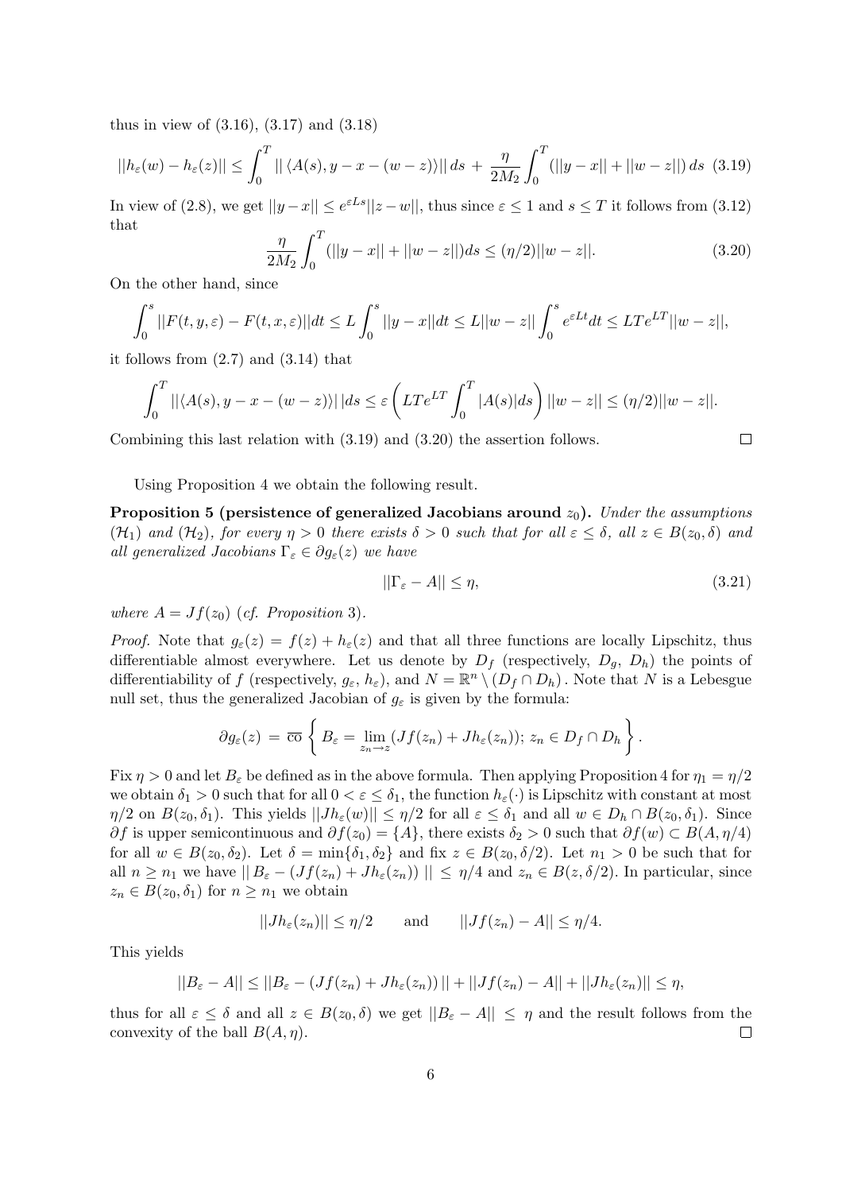thus in view of (3.16), (3.17) and (3.18)

$$||h_\varepsilon(w) - h_\varepsilon(z)|| \leq \int_0^T || \langle A(s), y - x - (w - z) \rangle || \, ds \, + \, \frac{\eta}{2M_2} \int_0^T (||y - x|| + ||w - z||) \, ds \quad (3.19)$$

In view of (2.8), we get $||y - x|| \leq e^{\varepsilon L s}||z - w||$, thus since $\varepsilon \leq 1$ and $s \leq T$ it follows from (3.12) that

$$\frac{\eta}{2M_2} \int_0^T (||y - x|| + ||w - z||) ds \leq (\eta/2)||w - z||. \quad (3.20)$$

On the other hand, since

$$\int_0^s ||F(t, y, \varepsilon) - F(t, x, \varepsilon)|| dt \leq L \int_0^s ||y - x|| dt \leq L||w - z|| \int_0^s e^{\varepsilon L t} dt \leq L T e^{LT} ||w - z||,$$

it follows from (2.7) and (3.14) that

$$\int_0^T ||\langle A(s), y - x - (w - z) \rangle| \, |ds \leq \varepsilon \left( L T e^{LT} \int_0^T |A(s)| ds \right) ||w - z|| \leq (\eta/2)||w - z||.$$

Combining this last relation with (3.19) and (3.20) the assertion follows. $\square$

Using Proposition 4 we obtain the following result.

**Proposition 5 (persistence of generalized Jacobians around $z_0$).** *Under the assumptions $(\mathcal{H}_1)$ and $(\mathcal{H}_2)$, for every $\eta > 0$ there exists $\delta > 0$ such that for all $\varepsilon \leq \delta$, all $z \in B(z_0, \delta)$ and all generalized Jacobians $\Gamma_\varepsilon \in \partial g_\varepsilon(z)$ we have*

$$||\Gamma_\varepsilon - A|| \leq \eta, \quad (3.21)$$

*where $A = Jf(z_0)$ (cf. Proposition 3).*

*Proof.* Note that $g_\varepsilon(z) = f(z) + h_\varepsilon(z)$ and that all three functions are locally Lipschitz, thus differentiable almost everywhere. Let us denote by $D_f$ (respectively, $D_g$, $D_h$) the points of differentiability of $f$ (respectively, $g_\varepsilon$, $h_\varepsilon$), and $N = \mathbb{R}^n \setminus (D_f \cap D_h)$. Note that $N$ is a Lebesgue null set, thus the generalized Jacobian of $g_\varepsilon$ is given by the formula:

$$\partial g_\varepsilon(z) \, = \, \overline{\mathrm{co}} \left\{ B_\varepsilon = \lim_{z_n \to z} (Jf(z_n) + Jh_\varepsilon(z_n)); \, z_n \in D_f \cap D_h \right\}.$$

Fix $\eta > 0$ and let $B_\varepsilon$ be defined as in the above formula. Then applying Proposition 4 for $\eta_1 = \eta/2$ we obtain $\delta_1 > 0$ such that for all $0 < \varepsilon \leq \delta_1$, the function $h_\varepsilon(\cdot)$ is Lipschitz with constant at most $\eta/2$ on $B(z_0, \delta_1)$. This yields $||Jh_\varepsilon(w)|| \leq \eta/2$ for all $\varepsilon \leq \delta_1$ and all $w \in D_h \cap B(z_0, \delta_1)$. Since $\partial f$ is upper semicontinuous and $\partial f(z_0) = \{A\}$, there exists $\delta_2 > 0$ such that $\partial f(w) \subset B(A, \eta/4)$ for all $w \in B(z_0, \delta_2)$. Let $\delta = \min\{\delta_1, \delta_2\}$ and fix $z \in B(z_0, \delta/2)$. Let $n_1 > 0$ be such that for all $n \geq n_1$ we have $|| \, B_\varepsilon - (Jf(z_n) + Jh_\varepsilon(z_n)) \, || \, \leq \, \eta/4$ and $z_n \in B(z, \delta/2)$. In particular, since $z_n \in B(z_0, \delta_1)$ for $n \geq n_1$ we obtain

$$||Jh_\varepsilon(z_n)|| \leq \eta/2 \qquad \text{and} \qquad ||Jf(z_n) - A|| \leq \eta/4.$$

This yields

$$||B_\varepsilon - A|| \leq ||B_\varepsilon - (Jf(z_n) + Jh_\varepsilon(z_n)) \, || + ||Jf(z_n) - A|| + ||Jh_\varepsilon(z_n)|| \leq \eta,$$

thus for all $\varepsilon \leq \delta$ and all $z \in B(z_0, \delta)$ we get $||B_\varepsilon - A|| \, \leq \, \eta$ and the result follows from the convexity of the ball $B(A, \eta)$. $\square$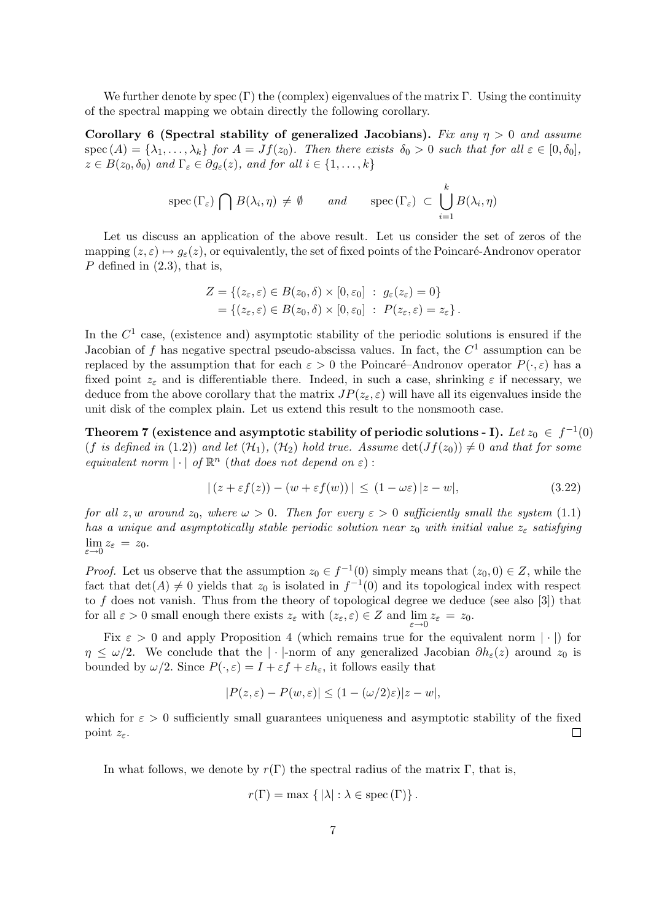We further denote by $\operatorname{spec}(\Gamma)$ the (complex) eigenvalues of the matrix $\Gamma$. Using the continuity of the spectral mapping we obtain directly the following corollary.

**Corollary 6 (Spectral stability of generalized Jacobians).** *Fix any $\eta > 0$ and assume $\operatorname{spec}(A) = \{\lambda_1, \ldots, \lambda_k\}$ for $A = Jf(z_0)$. Then there exists $\delta_0 > 0$ such that for all $\varepsilon \in [0, \delta_0]$, $z \in B(z_0, \delta_0)$ and $\Gamma_\varepsilon \in \partial g_\varepsilon(z)$, and for all $i \in \{1, \ldots, k\}$*

$$\operatorname{spec}(\Gamma_\varepsilon) \bigcap B(\lambda_i, \eta) \neq \emptyset \qquad \textit{and} \qquad \operatorname{spec}(\Gamma_\varepsilon) \subset \bigcup_{i=1}^{k} B(\lambda_i, \eta)$$

Let us discuss an application of the above result. Let us consider the set of zeros of the mapping $(z, \varepsilon) \mapsto g_\varepsilon(z)$, or equivalently, the set of fixed points of the Poincaré-Andronov operator $P$ defined in (2.3), that is,

$$\begin{aligned} Z &= \{(z_\varepsilon, \varepsilon) \in B(z_0, \delta) \times [0, \varepsilon_0] \ : \ g_\varepsilon(z_\varepsilon) = 0\} \\ &= \{(z_\varepsilon, \varepsilon) \in B(z_0, \delta) \times [0, \varepsilon_0] \ : \ P(z_\varepsilon, \varepsilon) = z_\varepsilon\}. \end{aligned}$$

In the $C^1$ case, (existence and) asymptotic stability of the periodic solutions is ensured if the Jacobian of $f$ has negative spectral pseudo-abscissa values. In fact, the $C^1$ assumption can be replaced by the assumption that for each $\varepsilon > 0$ the Poincaré–Andronov operator $P(\cdot, \varepsilon)$ has a fixed point $z_\varepsilon$ and is differentiable there. Indeed, in such a case, shrinking $\varepsilon$ if necessary, we deduce from the above corollary that the matrix $JP(z_\varepsilon, \varepsilon)$ will have all its eigenvalues inside the unit disk of the complex plain. Let us extend this result to the nonsmooth case.

**Theorem 7 (existence and asymptotic stability of periodic solutions - I).** *Let $z_0 \in f^{-1}(0)$ ($f$ is defined in (1.2)) and let $(\mathcal{H}_1)$, $(\mathcal{H}_2)$ hold true. Assume $\det(Jf(z_0)) \neq 0$ and that for some equivalent norm $|\cdot|$ of $\mathbb{R}^n$ (that does not depend on $\varepsilon$) :*

$$|\,(z + \varepsilon f(z)) - (w + \varepsilon f(w))\,| \ \leq \ (1 - \omega\varepsilon)\,|z - w|, \tag{3.22}$$

*for all $z, w$ around $z_0$, where $\omega > 0$. Then for every $\varepsilon > 0$ sufficiently small the system (1.1) has a unique and asymptotically stable periodic solution near $z_0$ with initial value $z_\varepsilon$ satisfying $\lim_{\varepsilon \to 0} z_\varepsilon \ = \ z_0$.*

*Proof.* Let us observe that the assumption $z_0 \in f^{-1}(0)$ simply means that $(z_0, 0) \in Z$, while the fact that $\det(A) \neq 0$ yields that $z_0$ is isolated in $f^{-1}(0)$ and its topological index with respect to $f$ does not vanish. Thus from the theory of topological degree we deduce (see also [3]) that for all $\varepsilon > 0$ small enough there exists $z_\varepsilon$ with $(z_\varepsilon, \varepsilon) \in Z$ and $\lim_{\varepsilon \to 0} z_\varepsilon \ = \ z_0$.

Fix $\varepsilon > 0$ and apply Proposition 4 (which remains true for the equivalent norm $|\cdot|$) for $\eta \leq \omega/2$. We conclude that the $|\cdot|$-norm of any generalized Jacobian $\partial h_\varepsilon(z)$ around $z_0$ is bounded by $\omega/2$. Since $P(\cdot, \varepsilon) = I + \varepsilon f + \varepsilon h_\varepsilon$, it follows easily that

$$|P(z, \varepsilon) - P(w, \varepsilon)| \leq (1 - (\omega/2)\varepsilon)|z - w|,$$

which for $\varepsilon > 0$ sufficiently small guarantees uniqueness and asymptotic stability of the fixed point $z_\varepsilon$. □

In what follows, we denote by $r(\Gamma)$ the spectral radius of the matrix $\Gamma$, that is,

$$r(\Gamma) = \max\ \{\, |\lambda| : \lambda \in \operatorname{spec}(\Gamma)\}\,.$$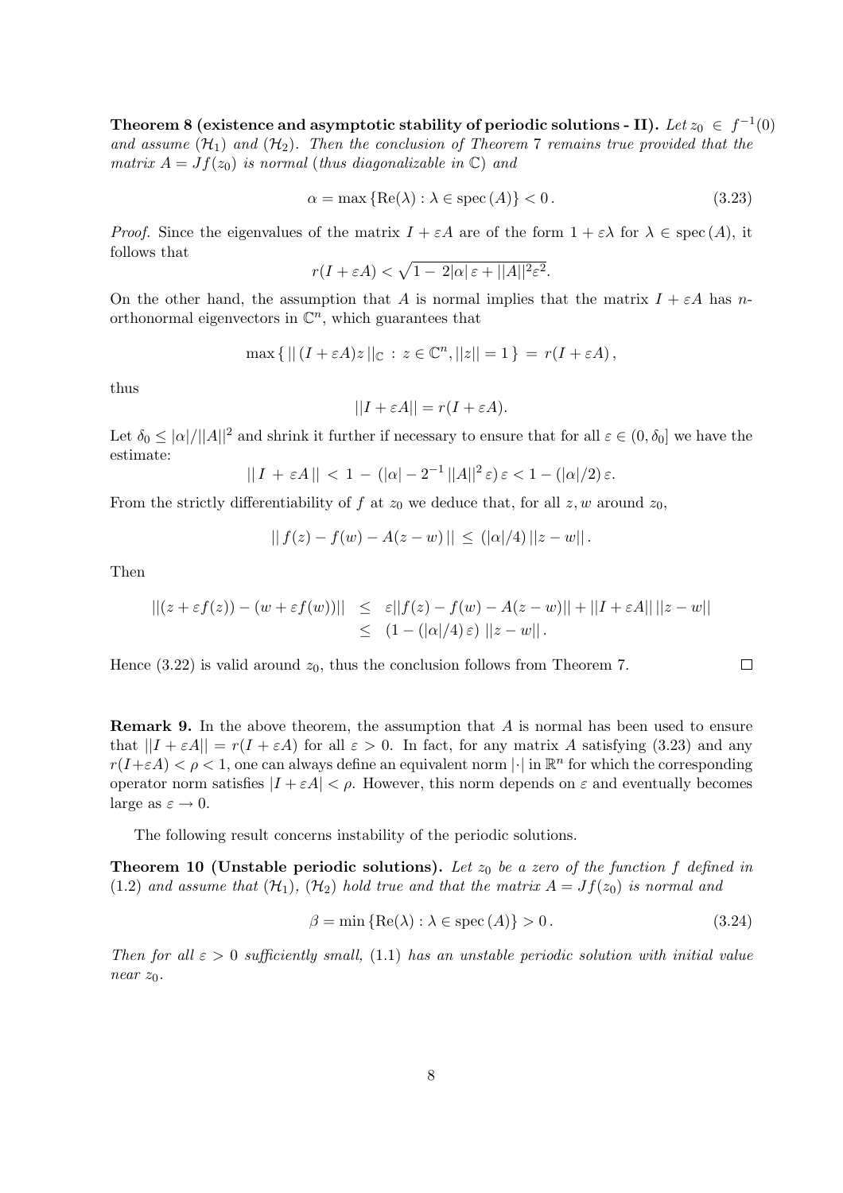**Theorem 8 (existence and asymptotic stability of periodic solutions - II).** *Let $z_0 \in f^{-1}(0)$ and assume $(\mathcal{H}_1)$ and $(\mathcal{H}_2)$. Then the conclusion of Theorem 7 remains true provided that the matrix $A = Jf(z_0)$ is normal (thus diagonalizable in $\mathbb{C}$) and*

$$\alpha = \max \{\mathrm{Re}(\lambda) : \lambda \in \mathrm{spec}\,(A)\} < 0\,. \tag{3.23}$$

*Proof.* Since the eigenvalues of the matrix $I + \varepsilon A$ are of the form $1 + \varepsilon\lambda$ for $\lambda \in \mathrm{spec}\,(A)$, it follows that

$$r(I + \varepsilon A) < \sqrt{1 - 2|\alpha|\,\varepsilon + ||A||^2\varepsilon^2}.$$

On the other hand, the assumption that $A$ is normal implies that the matrix $I + \varepsilon A$ has $n$-orthonormal eigenvectors in $\mathbb{C}^n$, which guarantees that

$$\max\{\,||\,(I + \varepsilon A)z\,||_{\mathbb{C}} \,:\, z \in \mathbb{C}^n, ||z|| = 1\,\} \,=\, r(I + \varepsilon A)\,,$$

thus

$$||I + \varepsilon A|| = r(I + \varepsilon A).$$

Let $\delta_0 \leq |\alpha|/||A||^2$ and shrink it further if necessary to ensure that for all $\varepsilon \in (0, \delta_0]$ we have the estimate:

$$||\,I \,+\, \varepsilon A\,|| \,<\, 1 \,-\, (|\alpha| - 2^{-1}\,||A||^2\,\varepsilon)\,\varepsilon < 1 - (|\alpha|/2)\,\varepsilon.$$

From the strictly differentiability of $f$ at $z_0$ we deduce that, for all $z, w$ around $z_0$,

$$||\,f(z) - f(w) - A(z - w)\,|| \,\leq\, (|\alpha|/4)\,||z - w||\,.$$

Then

$$\begin{aligned} ||(z + \varepsilon f(z)) - (w + \varepsilon f(w))|| &\leq \varepsilon||f(z) - f(w) - A(z - w)|| + ||I + \varepsilon A||\,||z - w|| \\ &\leq (1 - (|\alpha|/4)\,\varepsilon)\,\,||z - w||\,. \end{aligned}$$

Hence (3.22) is valid around $z_0$, thus the conclusion follows from Theorem 7. $\square$

**Remark 9.** In the above theorem, the assumption that $A$ is normal has been used to ensure that $||I + \varepsilon A|| = r(I + \varepsilon A)$ for all $\varepsilon > 0$. In fact, for any matrix $A$ satisfying (3.23) and any $r(I+\varepsilon A) < \rho < 1$, one can always define an equivalent norm $|\cdot|$ in $\mathbb{R}^n$ for which the corresponding operator norm satisfies $|I + \varepsilon A| < \rho$. However, this norm depends on $\varepsilon$ and eventually becomes large as $\varepsilon \to 0$.

The following result concerns instability of the periodic solutions.

**Theorem 10 (Unstable periodic solutions).** *Let $z_0$ be a zero of the function $f$ defined in (1.2) and assume that $(\mathcal{H}_1)$, $(\mathcal{H}_2)$ hold true and that the matrix $A = Jf(z_0)$ is normal and*

$$\beta = \min \{\mathrm{Re}(\lambda) : \lambda \in \mathrm{spec}\,(A)\} > 0\,. \tag{3.24}$$

*Then for all $\varepsilon > 0$ sufficiently small, (1.1) has an unstable periodic solution with initial value near $z_0$.*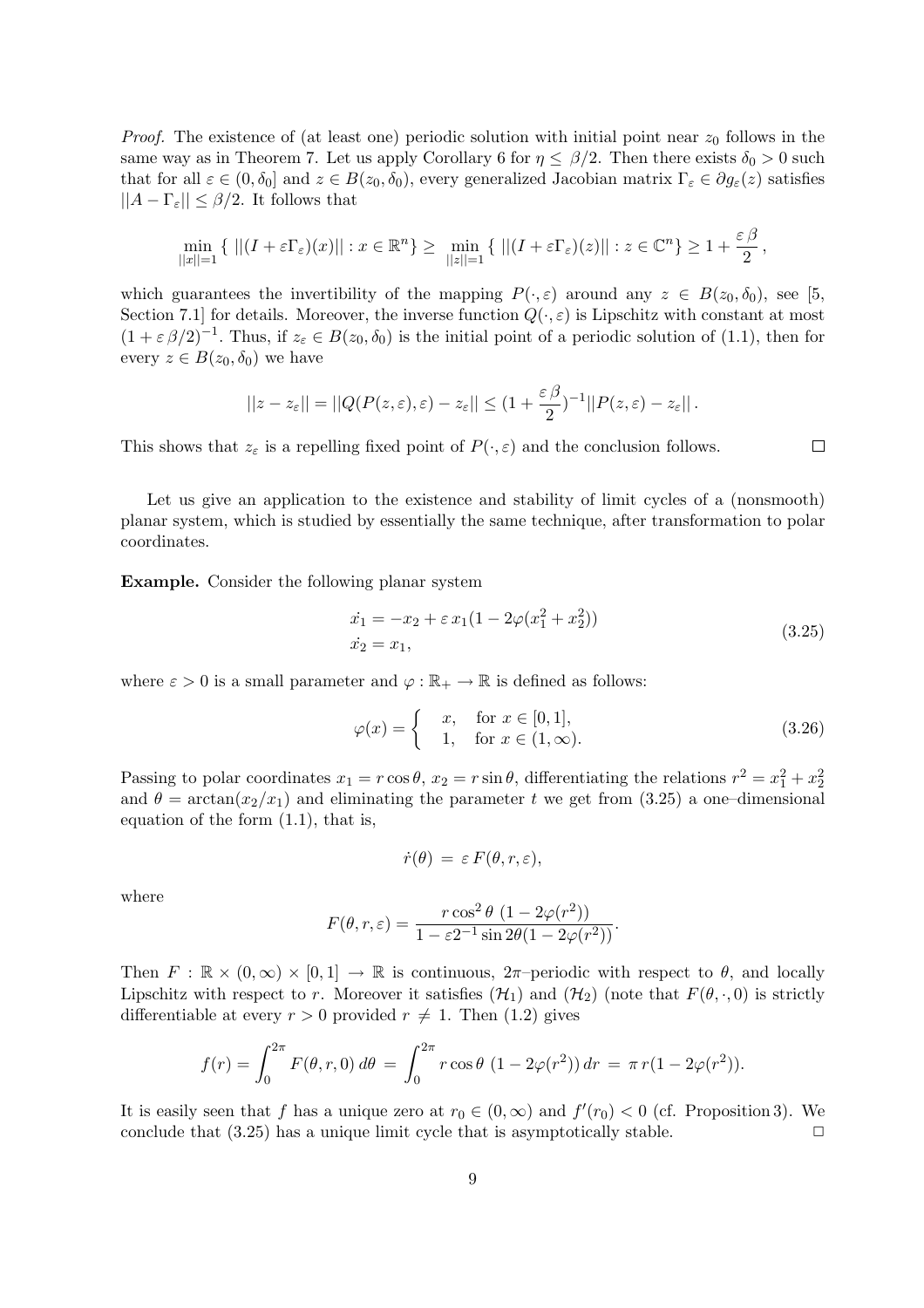*Proof.* The existence of (at least one) periodic solution with initial point near $z_0$ follows in the same way as in Theorem 7. Let us apply Corollary 6 for $\eta \leq \beta/2$. Then there exists $\delta_0 > 0$ such that for all $\varepsilon \in (0, \delta_0]$ and $z \in B(z_0, \delta_0)$, every generalized Jacobian matrix $\Gamma_\varepsilon \in \partial g_\varepsilon(z)$ satisfies $||A - \Gamma_\varepsilon|| \leq \beta/2$. It follows that

$$\min_{||x||=1} \{ \, ||(I + \varepsilon \Gamma_\varepsilon)(x)|| : x \in \mathbb{R}^n \} \geq \min_{||z||=1} \{ \, ||(I + \varepsilon \Gamma_\varepsilon)(z)|| : z \in \mathbb{C}^n \} \geq 1 + \frac{\varepsilon \, \beta}{2} \, ,$$

which guarantees the invertibility of the mapping $P(\cdot, \varepsilon)$ around any $z \in B(z_0, \delta_0)$, see [5, Section 7.1] for details. Moreover, the inverse function $Q(\cdot, \varepsilon)$ is Lipschitz with constant at most $(1 + \varepsilon \, \beta/2)^{-1}$. Thus, if $z_\varepsilon \in B(z_0, \delta_0)$ is the initial point of a periodic solution of (1.1), then for every $z \in B(z_0, \delta_0)$ we have

$$||z - z_\varepsilon|| = ||Q(P(z, \varepsilon), \varepsilon) - z_\varepsilon|| \leq (1 + \frac{\varepsilon \, \beta}{2})^{-1} ||P(z, \varepsilon) - z_\varepsilon|| \, .$$

This shows that $z_\varepsilon$ is a repelling fixed point of $P(\cdot, \varepsilon)$ and the conclusion follows. □

Let us give an application to the existence and stability of limit cycles of a (nonsmooth) planar system, which is studied by essentially the same technique, after transformation to polar coordinates.

**Example.** Consider the following planar system

$$\begin{aligned} \dot{x_1} &= -x_2 + \varepsilon \, x_1 (1 - 2\varphi(x_1^2 + x_2^2)) \\ \dot{x_2} &= x_1, \end{aligned} \tag{3.25}$$

where $\varepsilon > 0$ is a small parameter and $\varphi : \mathbb{R}_+ \to \mathbb{R}$ is defined as follows:

$$\varphi(x) = \begin{cases} x, & \text{for } x \in [0, 1], \\ 1, & \text{for } x \in (1, \infty). \end{cases} \tag{3.26}$$

Passing to polar coordinates $x_1 = r \cos \theta$, $x_2 = r \sin \theta$, differentiating the relations $r^2 = x_1^2 + x_2^2$ and $\theta = \arctan(x_2/x_1)$ and eliminating the parameter $t$ we get from (3.25) a one–dimensional equation of the form (1.1), that is,

$$\dot{r}(\theta) \, = \, \varepsilon \, F(\theta, r, \varepsilon),$$

where

$$F(\theta, r, \varepsilon) = \frac{r \cos^2 \theta \; (1 - 2\varphi(r^2))}{1 - \varepsilon 2^{-1} \sin 2\theta (1 - 2\varphi(r^2))}.$$

Then $F : \mathbb{R} \times (0, \infty) \times [0, 1] \to \mathbb{R}$ is continuous, $2\pi$–periodic with respect to $\theta$, and locally Lipschitz with respect to $r$. Moreover it satisfies $(\mathcal{H}_1)$ and $(\mathcal{H}_2)$ (note that $F(\theta, \cdot, 0)$ is strictly differentiable at every $r > 0$ provided $r \neq 1$. Then (1.2) gives

$$f(r) = \int_0^{2\pi} F(\theta, r, 0) \, d\theta \, = \, \int_0^{2\pi} r \cos \theta \; (1 - 2\varphi(r^2)) \, dr \, = \, \pi \, r (1 - 2\varphi(r^2)).$$

It is easily seen that $f$ has a unique zero at $r_0 \in (0, \infty)$ and $f'(r_0) < 0$ (cf. Proposition 3). We conclude that (3.25) has a unique limit cycle that is asymptotically stable. □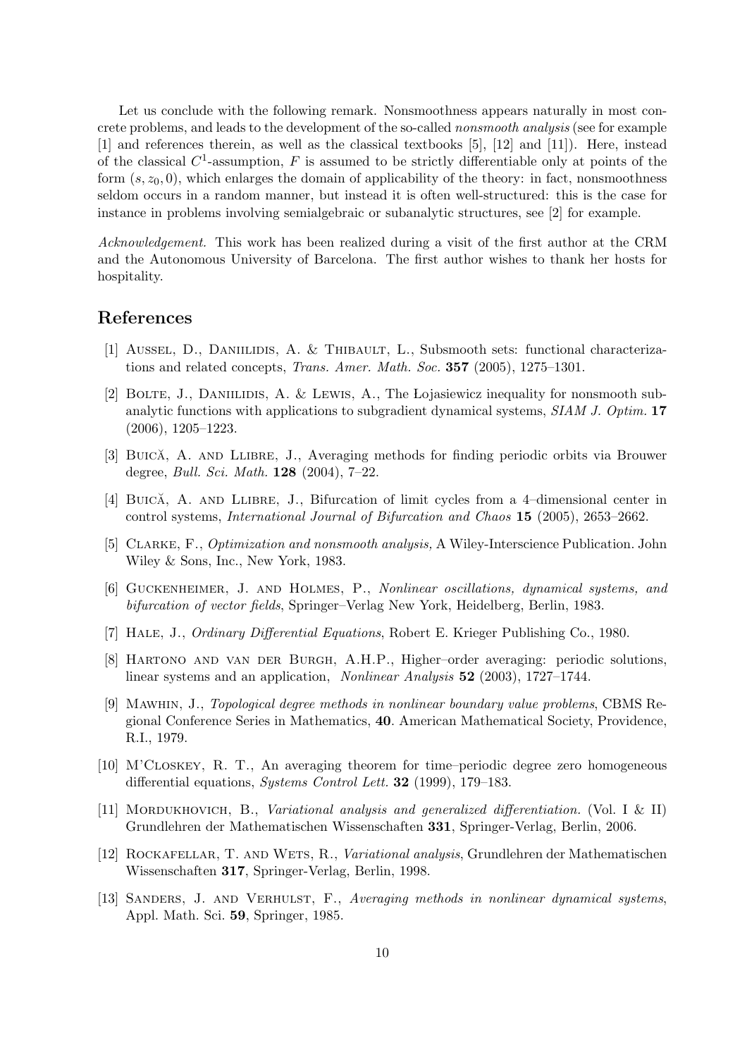Let us conclude with the following remark. Nonsmoothness appears naturally in most concrete problems, and leads to the development of the so-called *nonsmooth analysis* (see for example [1] and references therein, as well as the classical textbooks [5], [12] and [11]). Here, instead of the classical $C^1$-assumption, $F$ is assumed to be strictly differentiable only at points of the form $(s, z_0, 0)$, which enlarges the domain of applicability of the theory: in fact, nonsmoothness seldom occurs in a random manner, but instead it is often well-structured: this is the case for instance in problems involving semialgebraic or subanalytic structures, see [2] for example.

*Acknowledgement.* This work has been realized during a visit of the first author at the CRM and the Autonomous University of Barcelona. The first author wishes to thank her hosts for hospitality.

## References

[1] Aussel, D., Daniilidis, A. & Thibault, L., Subsmooth sets: functional characterizations and related concepts, *Trans. Amer. Math. Soc.* **357** (2005), 1275–1301.

[2] Bolte, J., Daniilidis, A. & Lewis, A., The Łojasiewicz inequality for nonsmooth subanalytic functions with applications to subgradient dynamical systems, *SIAM J. Optim.* **17** (2006), 1205–1223.

[3] Buică, A. and Llibre, J., Averaging methods for finding periodic orbits via Brouwer degree, *Bull. Sci. Math.* **128** (2004), 7–22.

[4] Buică, A. and Llibre, J., Bifurcation of limit cycles from a 4–dimensional center in control systems, *International Journal of Bifurcation and Chaos* **15** (2005), 2653–2662.

[5] Clarke, F., *Optimization and nonsmooth analysis,* A Wiley-Interscience Publication. John Wiley & Sons, Inc., New York, 1983.

[6] Guckenheimer, J. and Holmes, P., *Nonlinear oscillations, dynamical systems, and bifurcation of vector fields*, Springer–Verlag New York, Heidelberg, Berlin, 1983.

[7] Hale, J., *Ordinary Differential Equations*, Robert E. Krieger Publishing Co., 1980.

[8] Hartono and van der Burgh, A.H.P., Higher–order averaging: periodic solutions, linear systems and an application, *Nonlinear Analysis* **52** (2003), 1727–1744.

[9] Mawhin, J., *Topological degree methods in nonlinear boundary value problems*, CBMS Regional Conference Series in Mathematics, **40**. American Mathematical Society, Providence, R.I., 1979.

[10] M'Closkey, R. T., An averaging theorem for time–periodic degree zero homogeneous differential equations, *Systems Control Lett.* **32** (1999), 179–183.

[11] Mordukhovich, B., *Variational analysis and generalized differentiation.* (Vol. I & II) Grundlehren der Mathematischen Wissenschaften **331**, Springer-Verlag, Berlin, 2006.

[12] Rockafellar, T. and Wets, R., *Variational analysis*, Grundlehren der Mathematischen Wissenschaften **317**, Springer-Verlag, Berlin, 1998.

[13] Sanders, J. and Verhulst, F., *Averaging methods in nonlinear dynamical systems*, Appl. Math. Sci. **59**, Springer, 1985.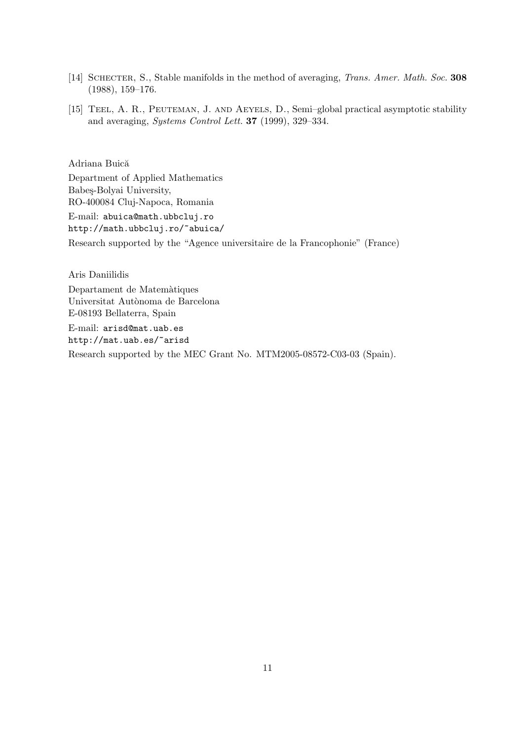[14] Schecter, S., Stable manifolds in the method of averaging, *Trans. Amer. Math. Soc.* **308** (1988), 159–176.

[15] Teel, A. R., Peuteman, J. and Aeyels, D., Semi–global practical asymptotic stability and averaging, *Systems Control Lett.* **37** (1999), 329–334.

Adriana Buică

Department of Applied Mathematics
Babeş-Bolyai University,
RO-400084 Cluj-Napoca, Romania

E-mail: abuica@math.ubbcluj.ro
http://math.ubbcluj.ro/~abuica/

Research supported by the "Agence universitaire de la Francophonie" (France)

Aris Daniilidis

Departament de Matemàtiques
Universitat Autònoma de Barcelona
E-08193 Bellaterra, Spain

E-mail: arisd@mat.uab.es
http://mat.uab.es/~arisd

Research supported by the MEC Grant No. MTM2005-08572-C03-03 (Spain).